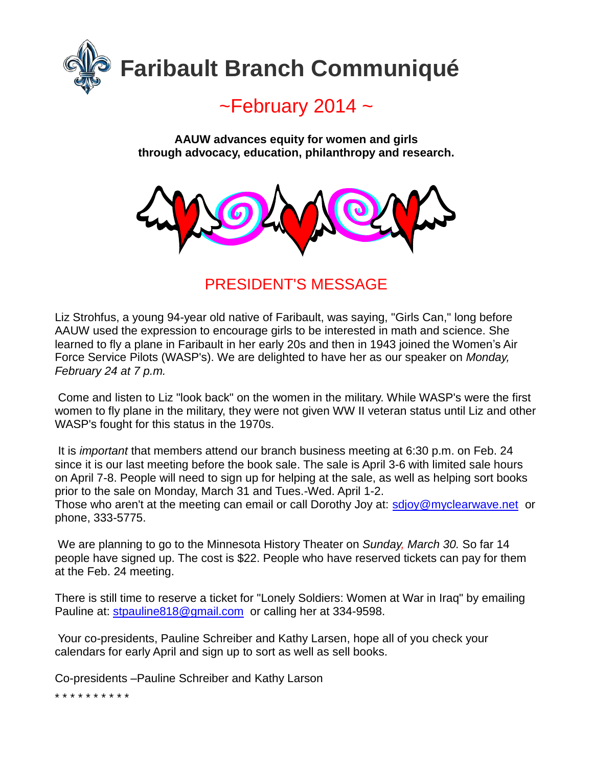# Faribault Branch Communiqué

## ~February 2014 ~

**AAUW advances equity for women and girls through advocacy, education, philanthropy and research.**

## PRESIDENT'S MESSAGE

Liz Strohfus, a young 94-year old native of Faribault, was saying, "Girls Can," long before AAUW used the expression to encourage girls to be interested in math and science. She learned to fly a plane in Faribault in her early 20s and then in 1943 joined the Women's Air Force Service Pilots (WASP's). We are delighted to have her as our speaker on *Monday, February 24 at 7 p.m.*

Come and listen to Liz "look back" on the women in the military. While WASP's were the first women to fly plane in the military, they were not given WW II veteran status until Liz and other WASP's fought for this status in the 1970s.

It is *important* that members attend our branch business meeting at 6:30 p.m. on Feb. 24 since it is our last meeting before the book sale. The sale is April 3-6 with limited sale hours on April 7-8. People will need to sign up for helping at the sale, as well as helping sort books prior to the sale on Monday, March 31 and Tues.-Wed. April 1-2.
Those who aren't at the meeting can email or call Dorothy Joy at: sdjoy@myclearwave.net or phone, 333-5775.

We are planning to go to the Minnesota History Theater on *Sunday, March 30.* So far 14 people have signed up. The cost is $22. People who have reserved tickets can pay for them at the Feb. 24 meeting.

There is still time to reserve a ticket for "Lonely Soldiers: Women at War in Iraq" by emailing Pauline at: stpauline818@gmail.com or calling her at 334-9598.

Your co-presidents, Pauline Schreiber and Kathy Larsen, hope all of you check your calendars for early April and sign up to sort as well as sell books.

Co-presidents –Pauline Schreiber and Kathy Larson

* * * * * * * * * *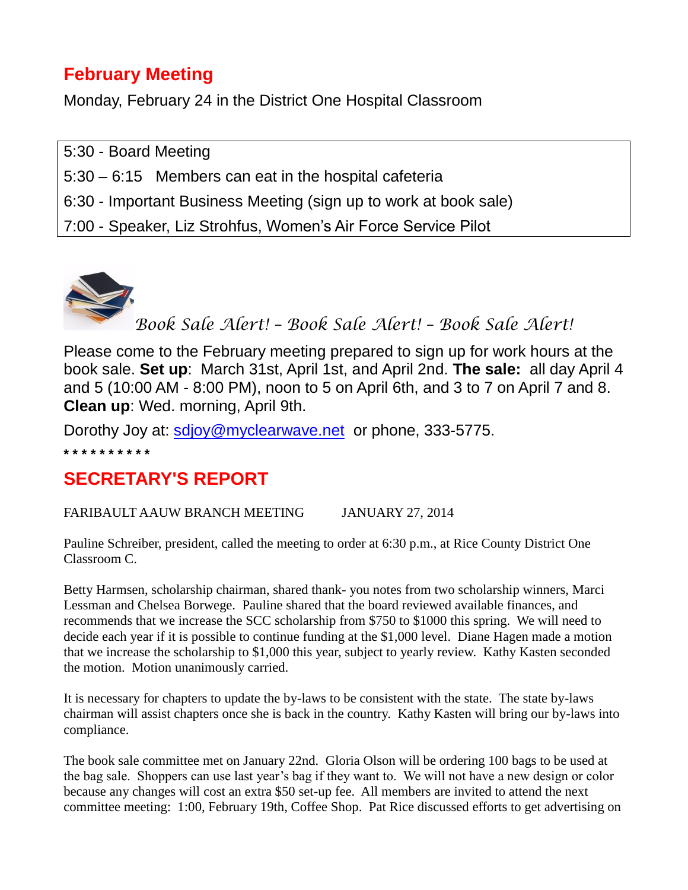## February Meeting

Monday, February 24 in the District One Hospital Classroom

| |
|---|
| 5:30 - Board Meeting |
| 5:30 – 6:15 Members can eat in the hospital cafeteria |
| 6:30 - Important Business Meeting (sign up to work at book sale) |
| 7:00 - Speaker, Liz Strohfus, Women's Air Force Service Pilot |

*Book Sale Alert! – Book Sale Alert! – Book Sale Alert!*

Please come to the February meeting prepared to sign up for work hours at the book sale. **Set up**: March 31st, April 1st, and April 2nd. **The sale:** all day April 4 and 5 (10:00 AM - 8:00 PM), noon to 5 on April 6th, and 3 to 7 on April 7 and 8. **Clean up**: Wed. morning, April 9th.

Dorothy Joy at: sdjoy@myclearwave.net or phone, 333-5775.

* * * * * * * * * *

## SECRETARY'S REPORT

FARIBAULT AAUW BRANCH MEETING JANUARY 27, 2014

Pauline Schreiber, president, called the meeting to order at 6:30 p.m., at Rice County District One Classroom C.

Betty Harmsen, scholarship chairman, shared thank- you notes from two scholarship winners, Marci Lessman and Chelsea Borwege. Pauline shared that the board reviewed available finances, and recommends that we increase the SCC scholarship from $750 to $1000 this spring. We will need to decide each year if it is possible to continue funding at the $1,000 level. Diane Hagen made a motion that we increase the scholarship to $1,000 this year, subject to yearly review. Kathy Kasten seconded the motion. Motion unanimously carried.

It is necessary for chapters to update the by-laws to be consistent with the state. The state by-laws chairman will assist chapters once she is back in the country. Kathy Kasten will bring our by-laws into compliance.

The book sale committee met on January 22nd. Gloria Olson will be ordering 100 bags to be used at the bag sale. Shoppers can use last year's bag if they want to. We will not have a new design or color because any changes will cost an extra $50 set-up fee. All members are invited to attend the next committee meeting: 1:00, February 19th, Coffee Shop. Pat Rice discussed efforts to get advertising on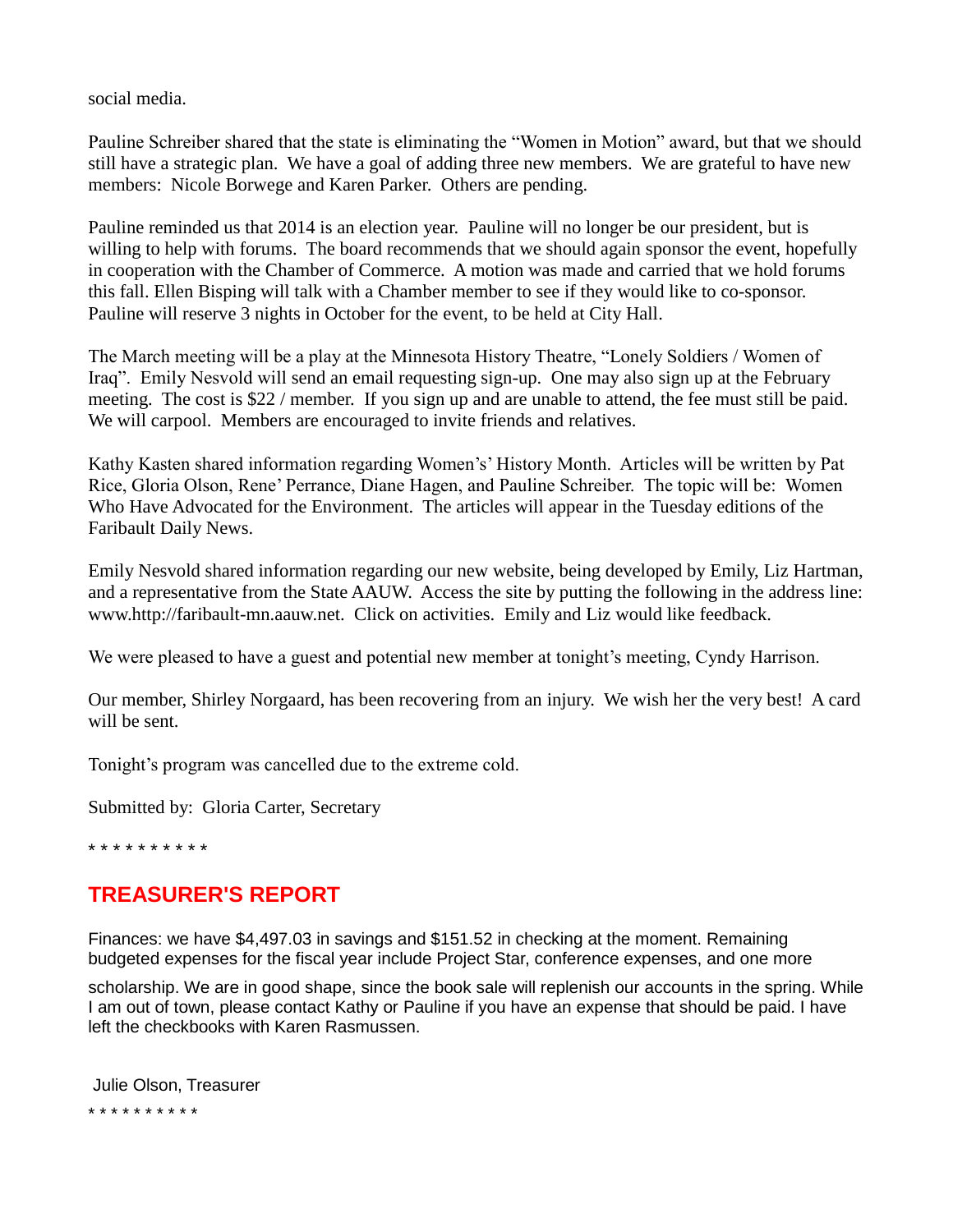social media.

Pauline Schreiber shared that the state is eliminating the "Women in Motion" award, but that we should still have a strategic plan. We have a goal of adding three new members. We are grateful to have new members: Nicole Borwege and Karen Parker. Others are pending.

Pauline reminded us that 2014 is an election year. Pauline will no longer be our president, but is willing to help with forums. The board recommends that we should again sponsor the event, hopefully in cooperation with the Chamber of Commerce. A motion was made and carried that we hold forums this fall. Ellen Bisping will talk with a Chamber member to see if they would like to co-sponsor. Pauline will reserve 3 nights in October for the event, to be held at City Hall.

The March meeting will be a play at the Minnesota History Theatre, "Lonely Soldiers / Women of Iraq". Emily Nesvold will send an email requesting sign-up. One may also sign up at the February meeting. The cost is $22 / member. If you sign up and are unable to attend, the fee must still be paid. We will carpool. Members are encouraged to invite friends and relatives.

Kathy Kasten shared information regarding Women's' History Month. Articles will be written by Pat Rice, Gloria Olson, Rene' Perrance, Diane Hagen, and Pauline Schreiber. The topic will be: Women Who Have Advocated for the Environment. The articles will appear in the Tuesday editions of the Faribault Daily News.

Emily Nesvold shared information regarding our new website, being developed by Emily, Liz Hartman, and a representative from the State AAUW. Access the site by putting the following in the address line: www.http://faribault-mn.aauw.net. Click on activities. Emily and Liz would like feedback.

We were pleased to have a guest and potential new member at tonight's meeting, Cyndy Harrison.

Our member, Shirley Norgaard, has been recovering from an injury. We wish her the very best! A card will be sent.

Tonight's program was cancelled due to the extreme cold.

Submitted by: Gloria Carter, Secretary

* * * * * * * * * *

## TREASURER'S REPORT

Finances: we have $4,497.03 in savings and $151.52 in checking at the moment. Remaining budgeted expenses for the fiscal year include Project Star, conference expenses, and one more scholarship. We are in good shape, since the book sale will replenish our accounts in the spring. While I am out of town, please contact Kathy or Pauline if you have an expense that should be paid. I have left the checkbooks with Karen Rasmussen.

Julie Olson, Treasurer

* * * * * * * * * *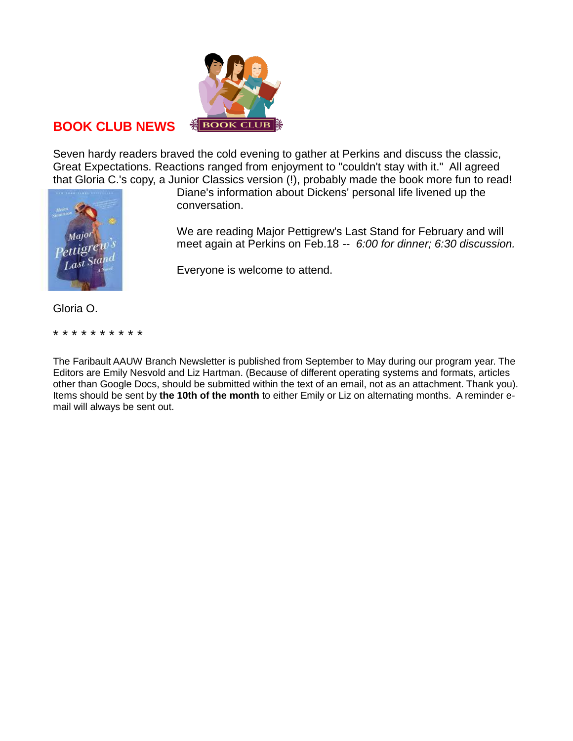## BOOK CLUB NEWS

Seven hardy readers braved the cold evening to gather at Perkins and discuss the classic, Great Expectations. Reactions ranged from enjoyment to "couldn't stay with it." All agreed that Gloria C.'s copy, a Junior Classics version (!), probably made the book more fun to read! Diane's information about Dickens' personal life livened up the conversation.

We are reading Major Pettigrew's Last Stand for February and will meet again at Perkins on Feb.18 -- *6:00 for dinner; 6:30 discussion.*

Everyone is welcome to attend.

Gloria O.

* * * * * * * * * *

The Faribault AAUW Branch Newsletter is published from September to May during our program year. The Editors are Emily Nesvold and Liz Hartman. (Because of different operating systems and formats, articles other than Google Docs, should be submitted within the text of an email, not as an attachment. Thank you). Items should be sent by **the 10th of the month** to either Emily or Liz on alternating months. A reminder e-mail will always be sent out.